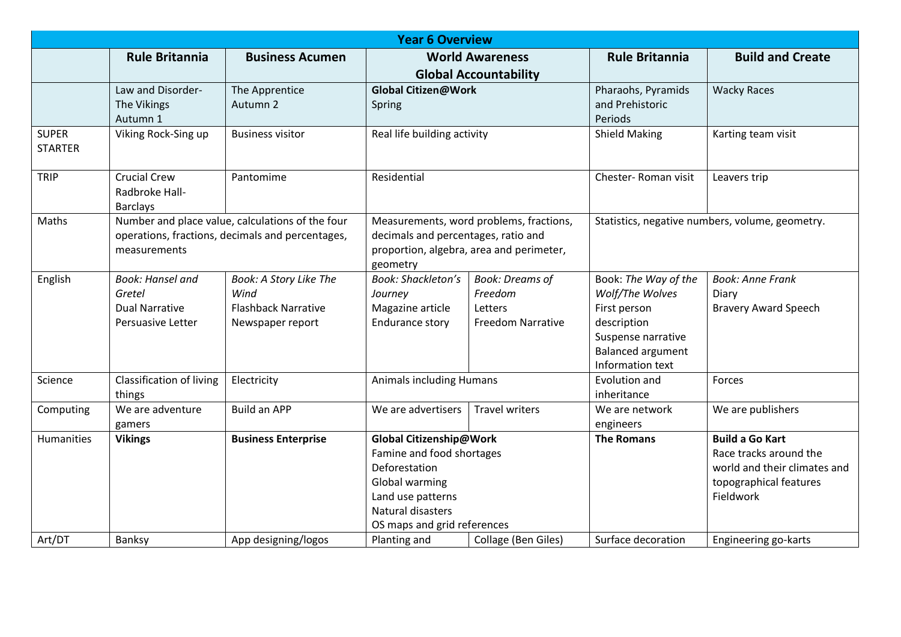| Year 6 Overview | | | | | | |
|---|---|---|---|---|---|---|
| | **Rule Britannia** | **Business Acumen** | **World Awareness Global Accountability** | | **Rule Britannia** | **Build and Create** |
| | Law and Disorder- The Vikings Autumn 1 | The Apprentice Autumn 2 | **Global Citizen@Work** Spring | | Pharaohs, Pyramids and Prehistoric Periods | Wacky Races |
| SUPER STARTER | Viking Rock-Sing up | Business visitor | Real life building activity | | Shield Making | Karting team visit |
| TRIP | Crucial Crew Radbroke Hall- Barclays | Pantomime | Residential | | Chester- Roman visit | Leavers trip |
| Maths | Number and place value, calculations of the four operations, fractions, decimals and percentages, measurements | | Measurements, word problems, fractions, decimals and percentages, ratio and proportion, algebra, area and perimeter, geometry | | Statistics, negative numbers, volume, geometry. | |
| English | *Book: Hansel and Gretel*<br>Dual Narrative<br>Persuasive Letter | *Book: A Story Like The Wind*<br>Flashback Narrative<br>Newspaper report | *Book: Shackleton's Journey*<br>Magazine article<br>Endurance story | *Book: Dreams of Freedom*<br>Letters<br>Freedom Narrative | Book: *The Way of the Wolf/The Wolves*<br>First person description<br>Suspense narrative<br>Balanced argument<br>Information text | *Book: Anne Frank*<br>Diary<br>Bravery Award Speech |
| Science | Classification of living things | Electricity | Animals including Humans | | Evolution and inheritance | Forces |
| Computing | We are adventure gamers | Build an APP | We are advertisers | Travel writers | We are network engineers | We are publishers |
| Humanities | **Vikings** | **Business Enterprise** | **Global Citizenship@Work**<br>Famine and food shortages<br>Deforestation<br>Global warming<br>Land use patterns<br>Natural disasters<br>OS maps and grid references | | **The Romans** | **Build a Go Kart**<br>Race tracks around the world and their climates and topographical features<br>Fieldwork |
| Art/DT | Banksy | App designing/logos | Planting and | Collage (Ben Giles) | Surface decoration | Engineering go-karts |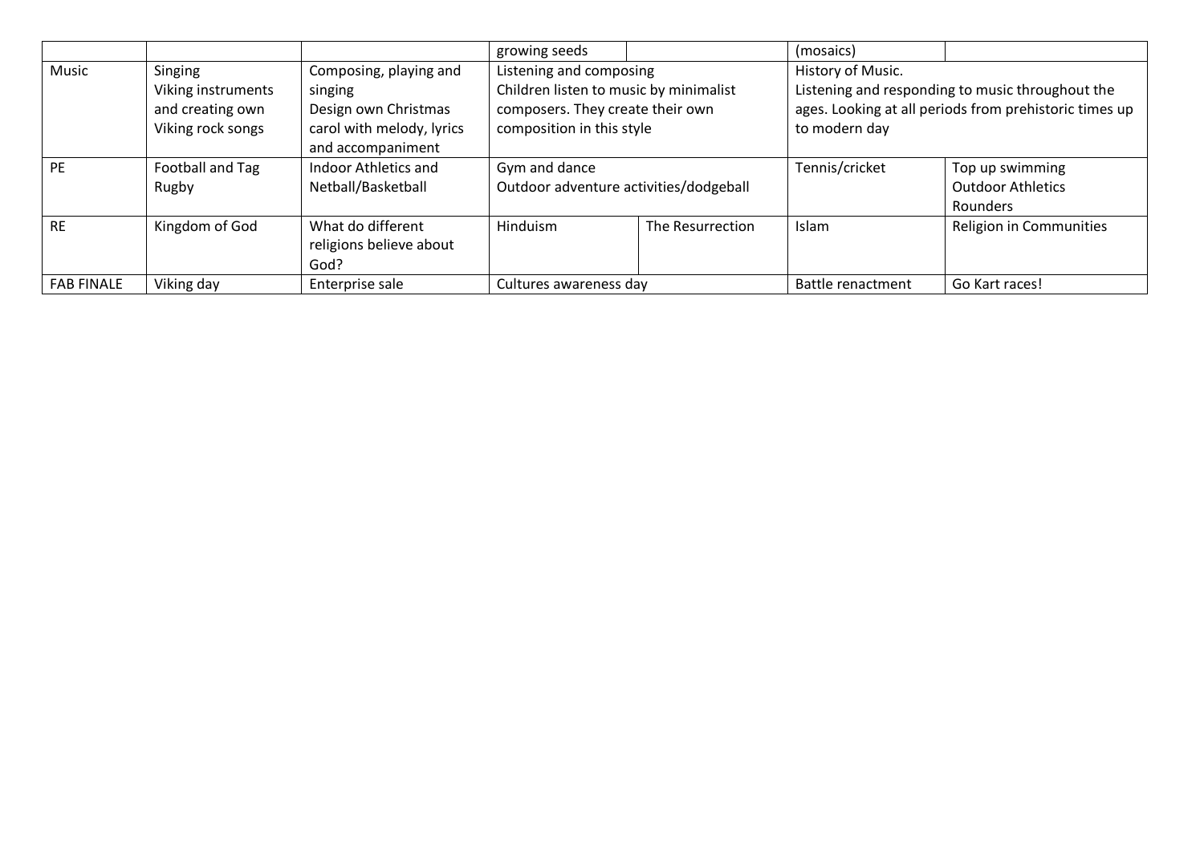| | | | | | | |
|---|---|---|---|---|---|---|
| | | | growing seeds | | (mosaics) | |
| Music | Singing<br>Viking instruments and creating own Viking rock songs | Composing, playing and singing<br>Design own Christmas carol with melody, lyrics and accompaniment | Listening and composing<br>Children listen to music by minimalist composers. They create their own composition in this style | | History of Music.<br>Listening and responding to music throughout the ages. Looking at all periods from prehistoric times up to modern day | |
| PE | Football and Tag Rugby | Indoor Athletics and Netball/Basketball | Gym and dance<br>Outdoor adventure activities/dodgeball | | Tennis/cricket | Top up swimming<br>Outdoor Athletics<br>Rounders |
| RE | Kingdom of God | What do different religions believe about God? | Hinduism | The Resurrection | Islam | Religion in Communities |
| FAB FINALE | Viking day | Enterprise sale | Cultures awareness day | | Battle renactment | Go Kart races! |